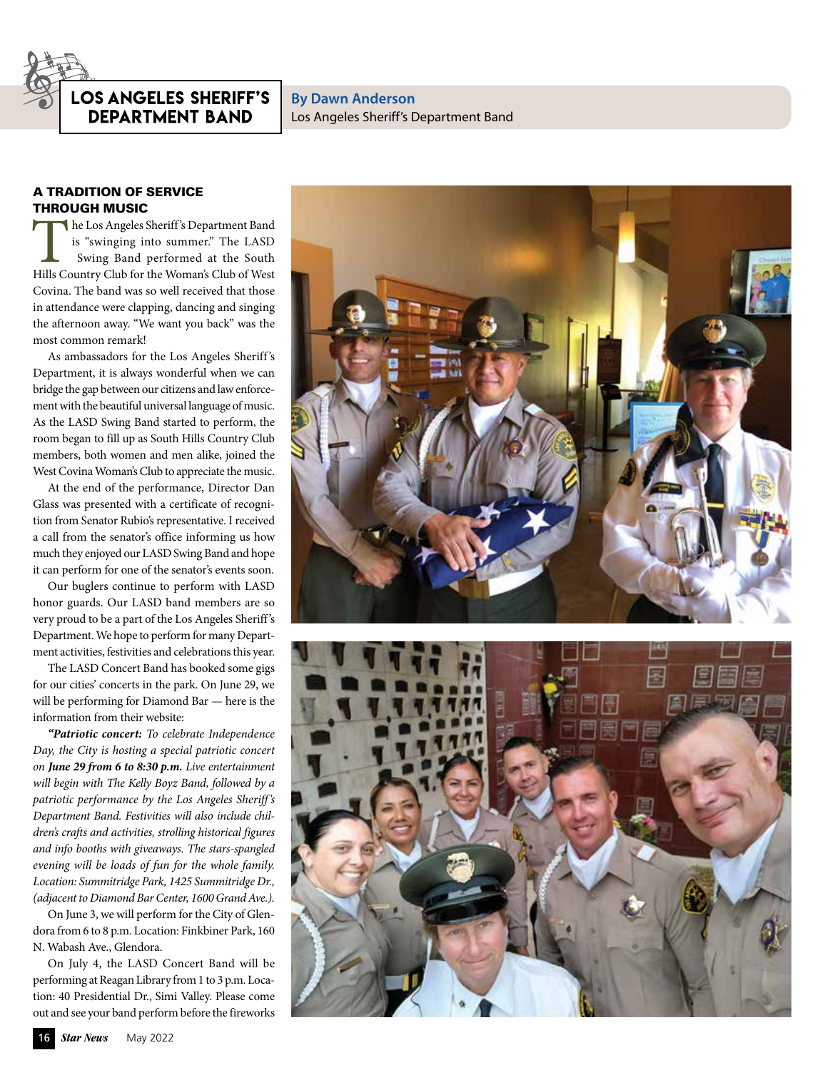# LOS ANGELES SHERIFF'S DEPARTMENT BAND

**By Dawn Anderson**
Los Angeles Sheriff's Department Band

## A TRADITION OF SERVICE THROUGH MUSIC

The Los Angeles Sheriff's Department Band is "swinging into summer." The LASD Swing Band performed at the South Hills Country Club for the Woman's Club of West Covina. The band was so well received that those in attendance were clapping, dancing and singing the afternoon away. "We want you back" was the most common remark!

As ambassadors for the Los Angeles Sheriff's Department, it is always wonderful when we can bridge the gap between our citizens and law enforcement with the beautiful universal language of music. As the LASD Swing Band started to perform, the room began to fill up as South Hills Country Club members, both women and men alike, joined the West Covina Woman's Club to appreciate the music.

At the end of the performance, Director Dan Glass was presented with a certificate of recognition from Senator Rubio's representative. I received a call from the senator's office informing us how much they enjoyed our LASD Swing Band and hope it can perform for one of the senator's events soon.

Our buglers continue to perform with LASD honor guards. Our LASD band members are so very proud to be a part of the Los Angeles Sheriff's Department. We hope to perform for many Department activities, festivities and celebrations this year.

The LASD Concert Band has booked some gigs for our cities' concerts in the park. On June 29, we will be performing for Diamond Bar — here is the information from their website:

*"**Patriotic concert:** To celebrate Independence Day, the City is hosting a special patriotic concert on **June 29 from 6 to 8:30 p.m.** Live entertainment will begin with The Kelly Boyz Band, followed by a patriotic performance by the Los Angeles Sheriff's Department Band. Festivities will also include children's crafts and activities, strolling historical figures and info booths with giveaways. The stars-spangled evening will be loads of fun for the whole family. Location: Summitridge Park, 1425 Summitridge Dr., (adjacent to Diamond Bar Center, 1600 Grand Ave.).*

On June 3, we will perform for the City of Glendora from 6 to 8 p.m. Location: Finkbiner Park, 160 N. Wabash Ave., Glendora.

On July 4, the LASD Concert Band will be performing at Reagan Library from 1 to 3 p.m. Location: 40 Presidential Dr., Simi Valley. Please come out and see your band perform before the fireworks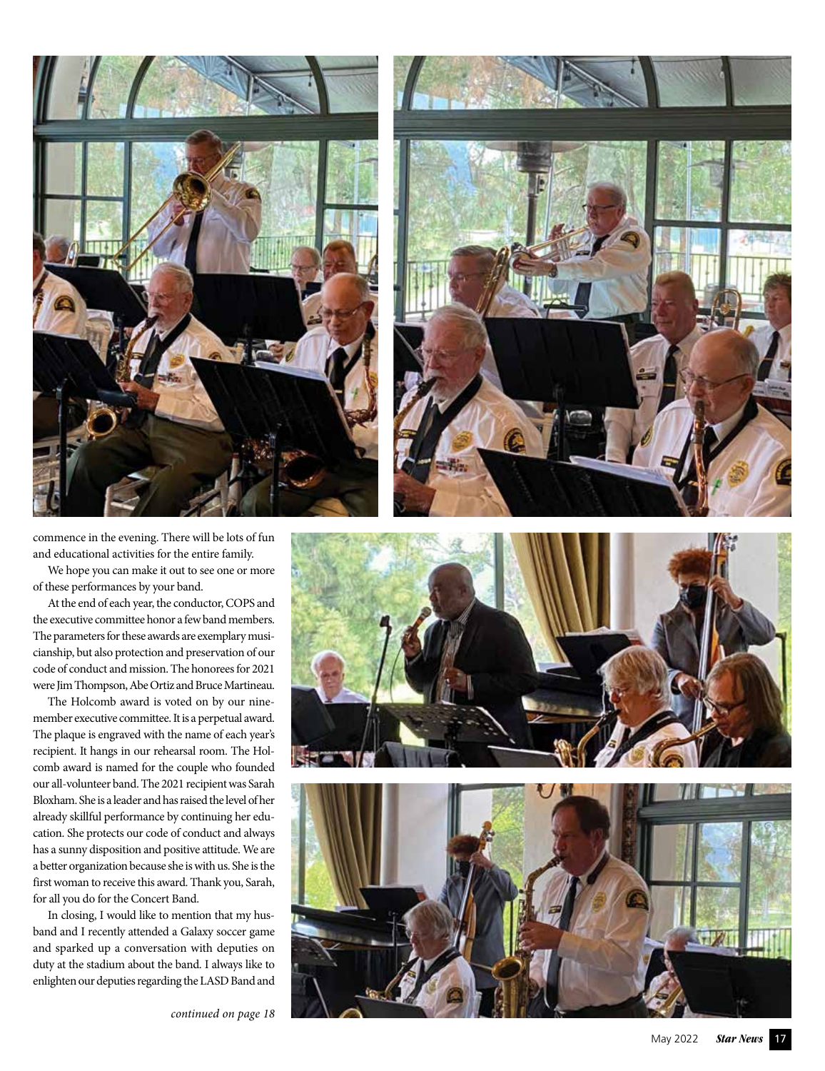commence in the evening. There will be lots of fun and educational activities for the entire family.

We hope you can make it out to see one or more of these performances by your band.

At the end of each year, the conductor, COPS and the executive committee honor a few band members. The parameters for these awards are exemplary musicianship, but also protection and preservation of our code of conduct and mission. The honorees for 2021 were Jim Thompson, Abe Ortiz and Bruce Martineau.

The Holcomb award is voted on by our nine-member executive committee. It is a perpetual award. The plaque is engraved with the name of each year's recipient. It hangs in our rehearsal room. The Holcomb award is named for the couple who founded our all-volunteer band. The 2021 recipient was Sarah Bloxham. She is a leader and has raised the level of her already skillful performance by continuing her education. She protects our code of conduct and always has a sunny disposition and positive attitude. We are a better organization because she is with us. She is the first woman to receive this award. Thank you, Sarah, for all you do for the Concert Band.

In closing, I would like to mention that my husband and I recently attended a Galaxy soccer game and sparked up a conversation with deputies on duty at the stadium about the band. I always like to enlighten our deputies regarding the LASD Band and

*continued on page 18*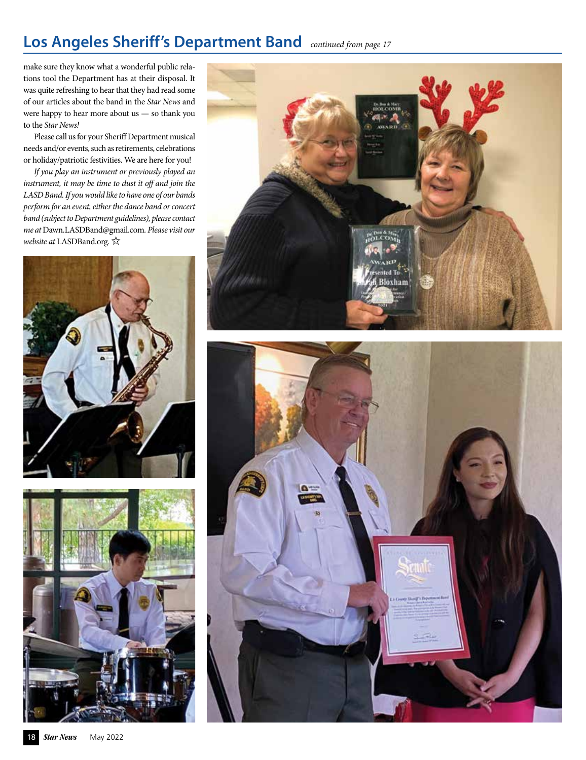## Los Angeles Sheriff's Department Band *continued from page 17*

make sure they know what a wonderful public relations tool the Department has at their disposal. It was quite refreshing to hear that they had read some of our articles about the band in the *Star News* and were happy to hear more about us — so thank you to the *Star News!*

Please call us for your Sheriff Department musical needs and/or events, such as retirements, celebrations or holiday/patriotic festivities. We are here for you!

*If you play an instrument or previously played an instrument, it may be time to dust it off and join the LASD Band. If you would like to have one of our bands perform for an event, either the dance band or concert band (subject to Department guidelines), please contact me at* Dawn.LASDBand@gmail.com*. Please visit our website at* LASDBand.org. ☆